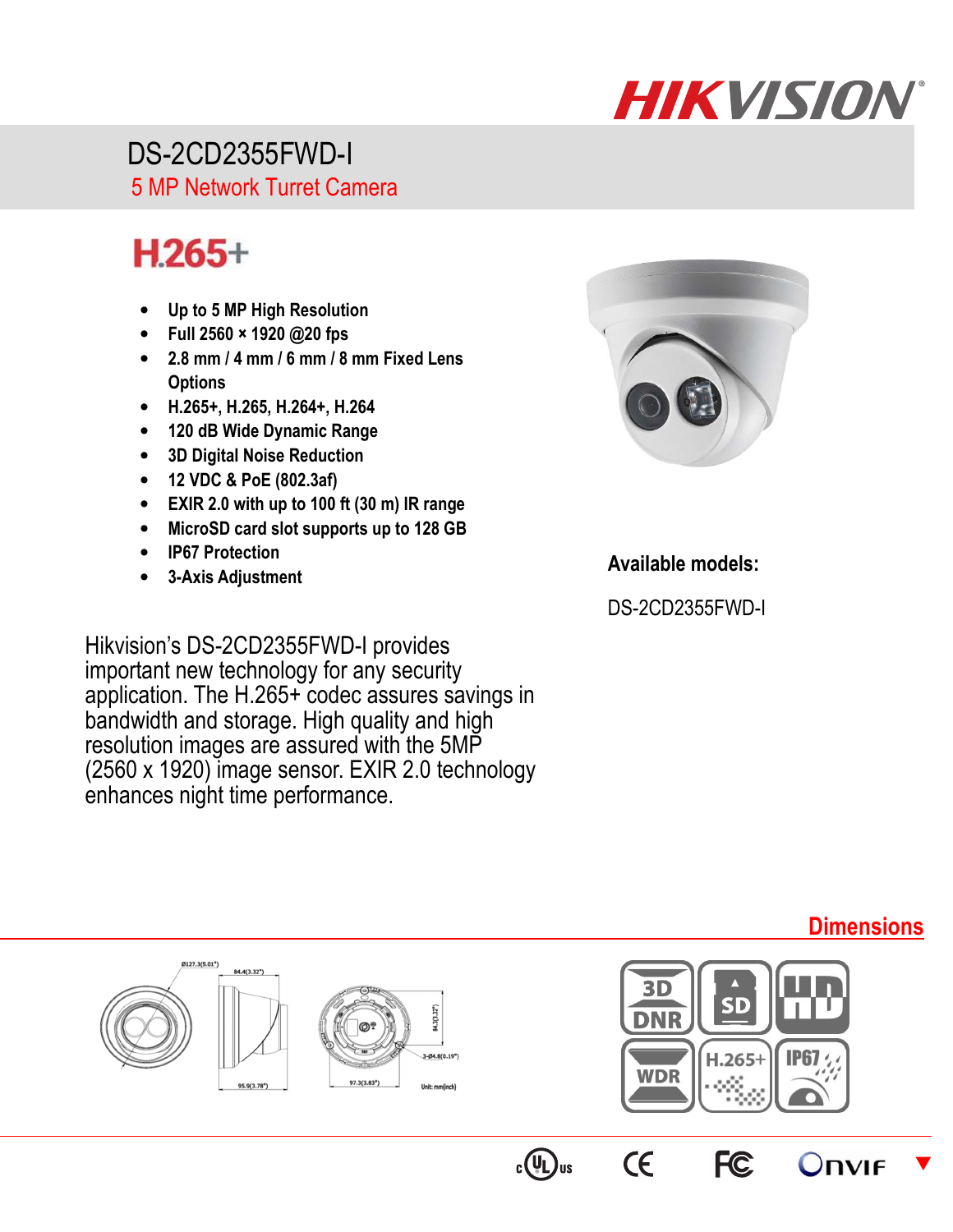# DS-2CD2355FWD-I

## 5 MP Network Turret Camera

**H.265+**

- **Up to 5 MP High Resolution**
- **Full 2560 × 1920 @20 fps**
- **2.8 mm / 4 mm / 6 mm / 8 mm Fixed Lens Options**
- **H.265+, H.265, H.264+, H.264**
- **120 dB Wide Dynamic Range**
- **3D Digital Noise Reduction**
- **12 VDC & PoE (802.3af)**
- **EXIR 2.0 with up to 100 ft (30 m) IR range**
- **MicroSD card slot supports up to 128 GB**
- **IP67 Protection**
- **3-Axis Adjustment**

**Available models:**

DS-2CD2355FWD-I

Hikvision's DS-2CD2355FWD-I provides important new technology for any security application. The H.265+ codec assures savings in bandwidth and storage. High quality and high resolution images are assured with the 5MP (2560 x 1920) image sensor. EXIR 2.0 technology enhances night time performance.

## Dimensions

Ø127.3(5.01")

84.4(3.32")

95.9(3.78")

84.3(3.32")

3-Ø4.8(0.19")

97.3(3.83")

Unit: mm(inch)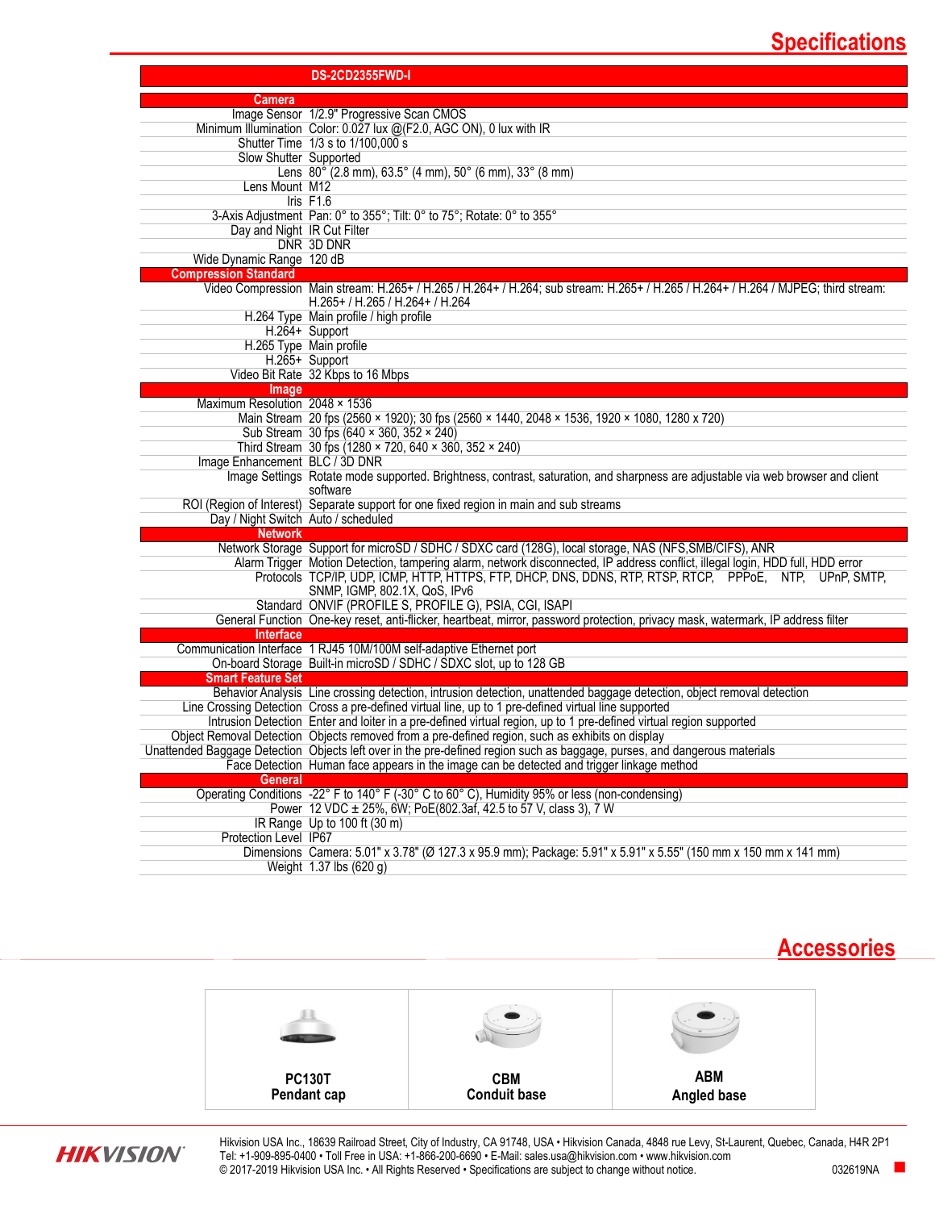# Specifications

| | DS-2CD2355FWD-I |
|---|---|
| **Camera** | |
| Image Sensor | 1/2.9" Progressive Scan CMOS |
| Minimum Illumination | Color: 0.027 lux @(F2.0, AGC ON), 0 lux with IR |
| Shutter Time | 1/3 s to 1/100,000 s |
| Slow Shutter | Supported |
| Lens | 80° (2.8 mm), 63.5° (4 mm), 50° (6 mm), 33° (8 mm) |
| Lens Mount | M12 |
| Iris | F1.6 |
| 3-Axis Adjustment | Pan: 0° to 355°; Tilt: 0° to 75°; Rotate: 0° to 355° |
| Day and Night | IR Cut Filter |
| DNR | 3D DNR |
| Wide Dynamic Range | 120 dB |
| **Compression Standard** | |
| Video Compression | Main stream: H.265+ / H.265 / H.264+ / H.264; sub stream: H.265+ / H.265 / H.264+ / H.264 / MJPEG; third stream: H.265+ / H.265 / H.264+ / H.264 |
| H.264 Type | Main profile / high profile |
| H.264+ | Support |
| H.265 Type | Main profile |
| H.265+ | Support |
| Video Bit Rate | 32 Kbps to 16 Mbps |
| **Image** | |
| Maximum Resolution | 2048 × 1536 |
| Main Stream | 20 fps (2560 × 1920); 30 fps (2560 × 1440, 2048 × 1536, 1920 × 1080, 1280 x 720) |
| Sub Stream | 30 fps (640 × 360, 352 × 240) |
| Third Stream | 30 fps (1280 × 720, 640 × 360, 352 × 240) |
| Image Enhancement | BLC / 3D DNR |
| Image Settings | Rotate mode supported. Brightness, contrast, saturation, and sharpness are adjustable via web browser and client software |
| ROI (Region of Interest) | Separate support for one fixed region in main and sub streams |
| Day / Night Switch | Auto / scheduled |
| **Network** | |
| Network Storage | Support for microSD / SDHC / SDXC card (128G), local storage, NAS (NFS,SMB/CIFS), ANR |
| Alarm Trigger | Motion Detection, tampering alarm, network disconnected, IP address conflict, illegal login, HDD full, HDD error |
| Protocols | TCP/IP, UDP, ICMP, HTTP, HTTPS, FTP, DHCP, DNS, DDNS, RTP, RTSP, RTCP, PPPoE, NTP, UPnP, SMTP, SNMP, IGMP, 802.1X, QoS, IPv6 |
| Standard | ONVIF (PROFILE S, PROFILE G), PSIA, CGI, ISAPI |
| General Function | One-key reset, anti-flicker, heartbeat, mirror, password protection, privacy mask, watermark, IP address filter |
| **Interface** | |
| Communication Interface | 1 RJ45 10M/100M self-adaptive Ethernet port |
| On-board Storage | Built-in microSD / SDHC / SDXC slot, up to 128 GB |
| **Smart Feature Set** | |
| Behavior Analysis | Line crossing detection, intrusion detection, unattended baggage detection, object removal detection |
| Line Crossing Detection | Cross a pre-defined virtual line, up to 1 pre-defined virtual line supported |
| Intrusion Detection | Enter and loiter in a pre-defined virtual region, up to 1 pre-defined virtual region supported |
| Object Removal Detection | Objects removed from a pre-defined region, such as exhibits on display |
| Unattended Baggage Detection | Objects left over in the pre-defined region such as baggage, purses, and dangerous materials |
| Face Detection | Human face appears in the image can be detected and trigger linkage method |
| **General** | |
| Operating Conditions | -22° F to 140° F (-30° C to 60° C), Humidity 95% or less (non-condensing) |
| Power | 12 VDC ± 25%, 6W; PoE(802.3af, 42.5 to 57 V, class 3), 7 W |
| IR Range | Up to 100 ft (30 m) |
| Protection Level | IP67 |
| Dimensions | Camera: 5.01" x 3.78" (Ø 127.3 x 95.9 mm); Package: 5.91" x 5.91" x 5.55" (150 mm x 150 mm x 141 mm) |
| Weight | 1.37 lbs (620 g) |

# Accessories

| PC130T Pendant cap | CBM Conduit base | ABM Angled base |
|---|---|---|

HIKVISION

Hikvision USA Inc., 18639 Railroad Street, City of Industry, CA 91748, USA • Hikvision Canada, 4848 rue Levy, St-Laurent, Quebec, Canada, H4R 2P1
Tel: +1-909-895-0400 • Toll Free in USA: +1-866-200-6690 • E-Mail: sales.usa@hikvision.com • www.hikvision.com
© 2017-2019 Hikvision USA Inc. • All Rights Reserved • Specifications are subject to change without notice. 032619NA